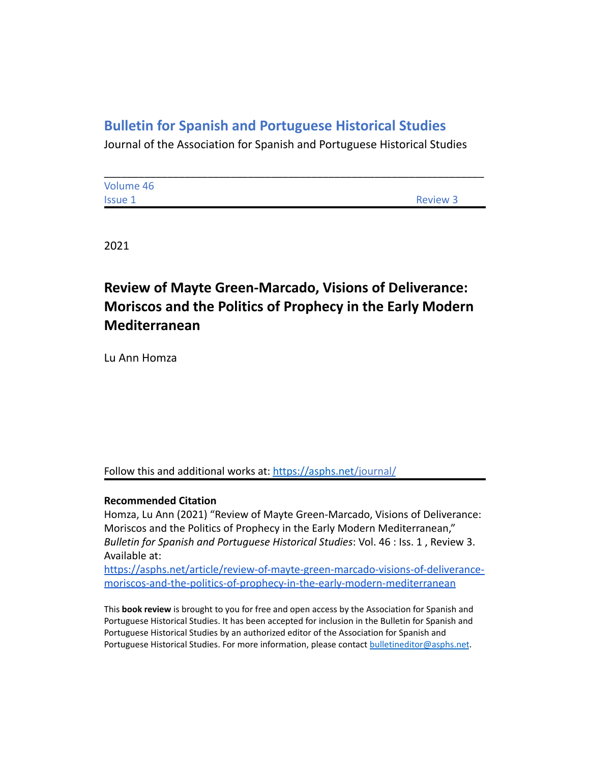## Bulletin for Spanish and Portuguese Historical Studies

Journal of the Association for Spanish and Portuguese Historical Studies

---

Volume 46
Issue 1 Review 3

2021

# Review of Mayte Green-Marcado, Visions of Deliverance: Moriscos and the Politics of Prophecy in the Early Modern Mediterranean

Lu Ann Homza

Follow this and additional works at: https://asphs.net/journal/

**Recommended Citation**

Homza, Lu Ann (2021) "Review of Mayte Green-Marcado, Visions of Deliverance: Moriscos and the Politics of Prophecy in the Early Modern Mediterranean," *Bulletin for Spanish and Portuguese Historical Studies*: Vol. 46 : Iss. 1 , Review 3. Available at: https://asphs.net/article/review-of-mayte-green-marcado-visions-of-deliverance-moriscos-and-the-politics-of-prophecy-in-the-early-modern-mediterranean

This **book review** is brought to you for free and open access by the Association for Spanish and Portuguese Historical Studies. It has been accepted for inclusion in the Bulletin for Spanish and Portuguese Historical Studies by an authorized editor of the Association for Spanish and Portuguese Historical Studies. For more information, please contact bulletineditor@asphs.net.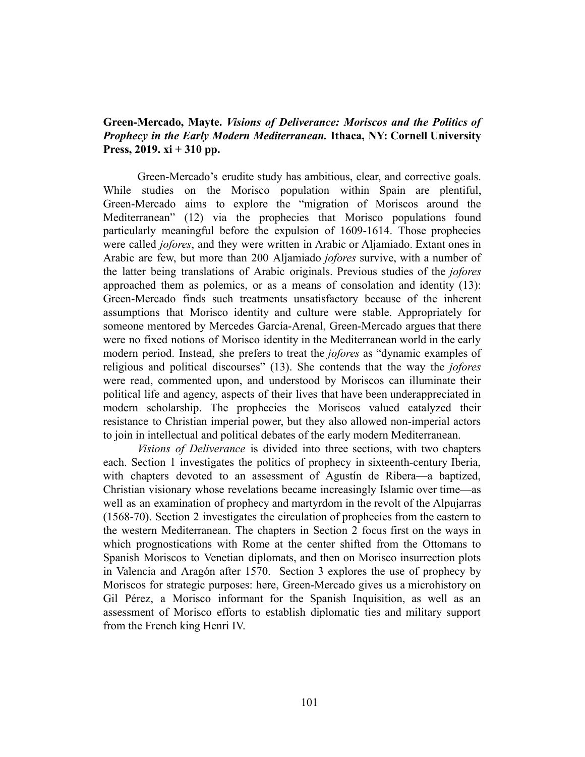**Green-Mercado, Mayte. *Visions of Deliverance: Moriscos and the Politics of Prophecy in the Early Modern Mediterranean.* Ithaca, NY: Cornell University Press, 2019. xi + 310 pp.**

Green-Mercado's erudite study has ambitious, clear, and corrective goals. While studies on the Morisco population within Spain are plentiful, Green-Mercado aims to explore the "migration of Moriscos around the Mediterranean" (12) via the prophecies that Morisco populations found particularly meaningful before the expulsion of 1609-1614. Those prophecies were called *jofores*, and they were written in Arabic or Aljamiado. Extant ones in Arabic are few, but more than 200 Aljamiado *jofores* survive, with a number of the latter being translations of Arabic originals. Previous studies of the *jofores* approached them as polemics, or as a means of consolation and identity (13): Green-Mercado finds such treatments unsatisfactory because of the inherent assumptions that Morisco identity and culture were stable. Appropriately for someone mentored by Mercedes García-Arenal, Green-Mercado argues that there were no fixed notions of Morisco identity in the Mediterranean world in the early modern period. Instead, she prefers to treat the *jofores* as "dynamic examples of religious and political discourses" (13). She contends that the way the *jofores* were read, commented upon, and understood by Moriscos can illuminate their political life and agency, aspects of their lives that have been underappreciated in modern scholarship. The prophecies the Moriscos valued catalyzed their resistance to Christian imperial power, but they also allowed non-imperial actors to join in intellectual and political debates of the early modern Mediterranean.

*Visions of Deliverance* is divided into three sections, with two chapters each. Section 1 investigates the politics of prophecy in sixteenth-century Iberia, with chapters devoted to an assessment of Agustín de Ribera—a baptized, Christian visionary whose revelations became increasingly Islamic over time—as well as an examination of prophecy and martyrdom in the revolt of the Alpujarras (1568-70). Section 2 investigates the circulation of prophecies from the eastern to the western Mediterranean. The chapters in Section 2 focus first on the ways in which prognostications with Rome at the center shifted from the Ottomans to Spanish Moriscos to Venetian diplomats, and then on Morisco insurrection plots in Valencia and Aragón after 1570. Section 3 explores the use of prophecy by Moriscos for strategic purposes: here, Green-Mercado gives us a microhistory on Gil Pérez, a Morisco informant for the Spanish Inquisition, as well as an assessment of Morisco efforts to establish diplomatic ties and military support from the French king Henri IV.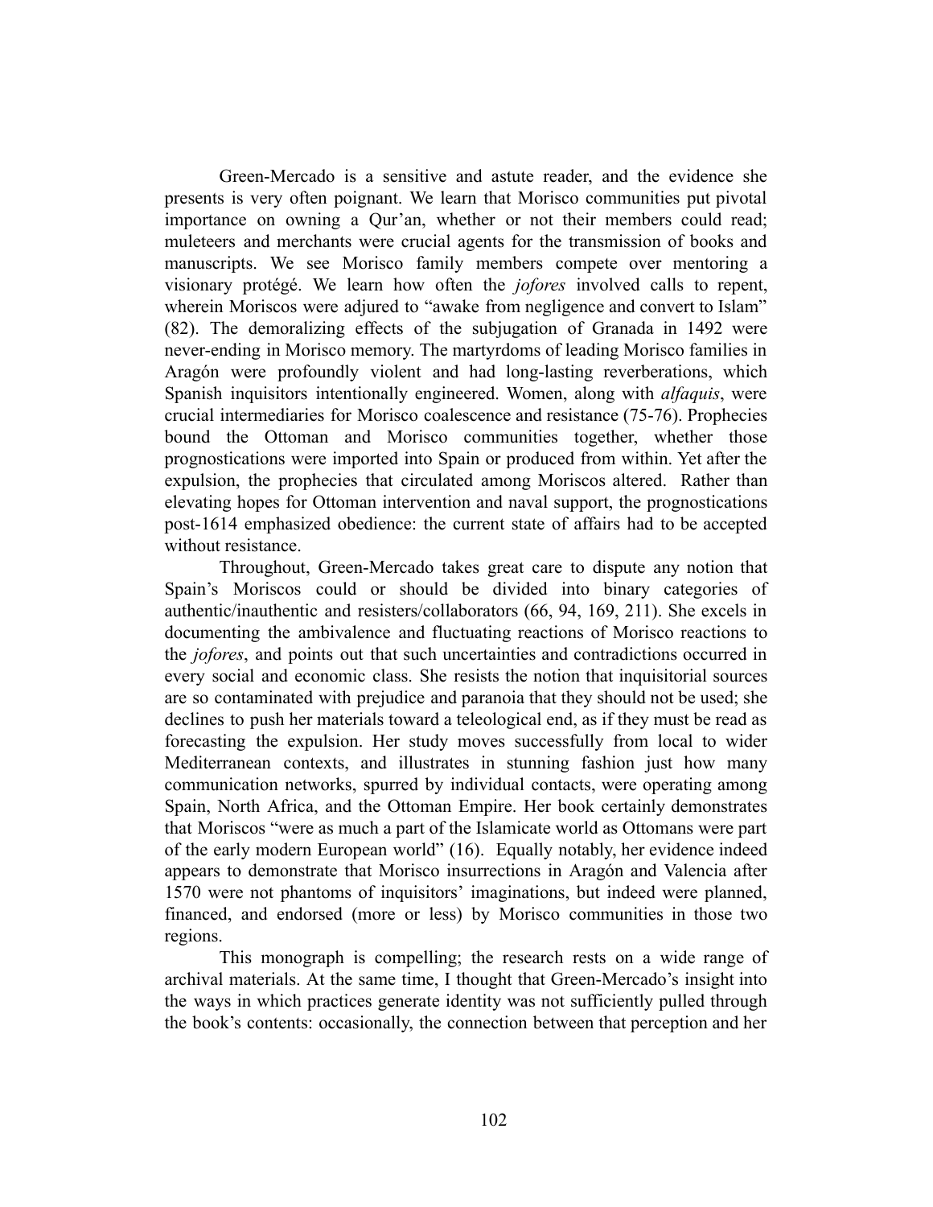Green-Mercado is a sensitive and astute reader, and the evidence she presents is very often poignant. We learn that Morisco communities put pivotal importance on owning a Qur'an, whether or not their members could read; muleteers and merchants were crucial agents for the transmission of books and manuscripts. We see Morisco family members compete over mentoring a visionary protégé. We learn how often the *jofores* involved calls to repent, wherein Moriscos were adjured to "awake from negligence and convert to Islam" (82). The demoralizing effects of the subjugation of Granada in 1492 were never-ending in Morisco memory. The martyrdoms of leading Morisco families in Aragón were profoundly violent and had long-lasting reverberations, which Spanish inquisitors intentionally engineered. Women, along with *alfaquis*, were crucial intermediaries for Morisco coalescence and resistance (75-76). Prophecies bound the Ottoman and Morisco communities together, whether those prognostications were imported into Spain or produced from within. Yet after the expulsion, the prophecies that circulated among Moriscos altered. Rather than elevating hopes for Ottoman intervention and naval support, the prognostications post-1614 emphasized obedience: the current state of affairs had to be accepted without resistance.

Throughout, Green-Mercado takes great care to dispute any notion that Spain's Moriscos could or should be divided into binary categories of authentic/inauthentic and resisters/collaborators (66, 94, 169, 211). She excels in documenting the ambivalence and fluctuating reactions of Morisco reactions to the *jofores*, and points out that such uncertainties and contradictions occurred in every social and economic class. She resists the notion that inquisitorial sources are so contaminated with prejudice and paranoia that they should not be used; she declines to push her materials toward a teleological end, as if they must be read as forecasting the expulsion. Her study moves successfully from local to wider Mediterranean contexts, and illustrates in stunning fashion just how many communication networks, spurred by individual contacts, were operating among Spain, North Africa, and the Ottoman Empire. Her book certainly demonstrates that Moriscos "were as much a part of the Islamicate world as Ottomans were part of the early modern European world" (16). Equally notably, her evidence indeed appears to demonstrate that Morisco insurrections in Aragón and Valencia after 1570 were not phantoms of inquisitors' imaginations, but indeed were planned, financed, and endorsed (more or less) by Morisco communities in those two regions.

This monograph is compelling; the research rests on a wide range of archival materials. At the same time, I thought that Green-Mercado's insight into the ways in which practices generate identity was not sufficiently pulled through the book's contents: occasionally, the connection between that perception and her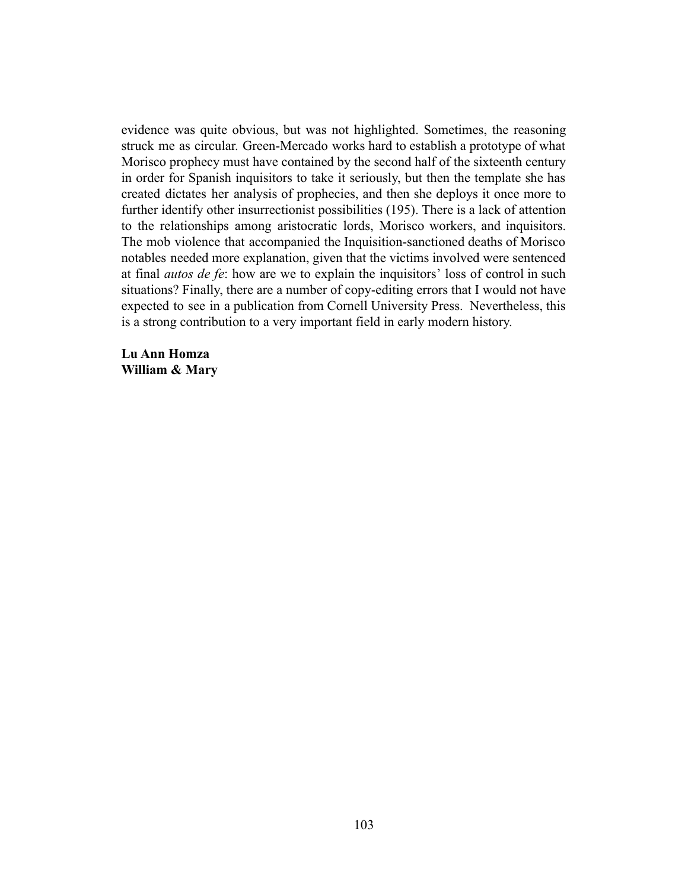evidence was quite obvious, but was not highlighted. Sometimes, the reasoning struck me as circular. Green-Mercado works hard to establish a prototype of what Morisco prophecy must have contained by the second half of the sixteenth century in order for Spanish inquisitors to take it seriously, but then the template she has created dictates her analysis of prophecies, and then she deploys it once more to further identify other insurrectionist possibilities (195). There is a lack of attention to the relationships among aristocratic lords, Morisco workers, and inquisitors. The mob violence that accompanied the Inquisition-sanctioned deaths of Morisco notables needed more explanation, given that the victims involved were sentenced at final *autos de fe*: how are we to explain the inquisitors' loss of control in such situations? Finally, there are a number of copy-editing errors that I would not have expected to see in a publication from Cornell University Press. Nevertheless, this is a strong contribution to a very important field in early modern history.

**Lu Ann Homza**
**William & Mary**